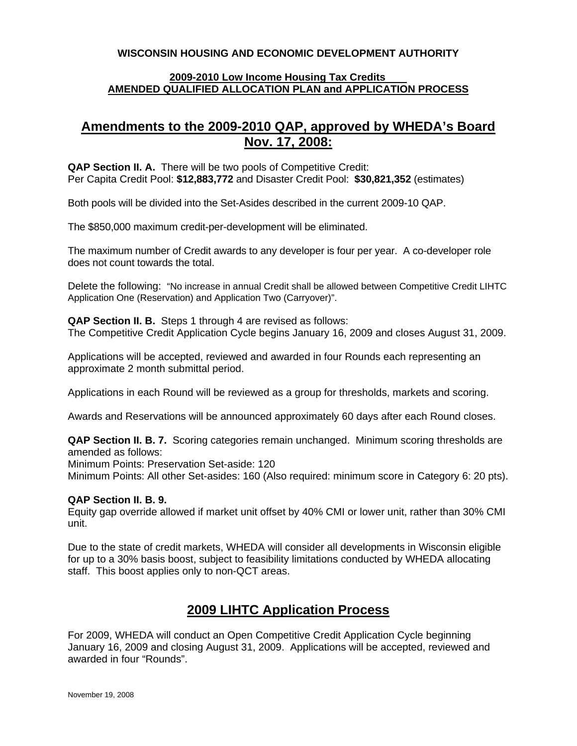**WISCONSIN HOUSING AND ECONOMIC DEVELOPMENT AUTHORITY**

**2009-2010 Low Income Housing Tax Credits**
**AMENDED QUALIFIED ALLOCATION PLAN and APPLICATION PROCESS**

# Amendments to the 2009-2010 QAP, approved by WHEDA's Board Nov. 17, 2008:

**QAP Section II. A.** There will be two pools of Competitive Credit:
Per Capita Credit Pool: **$12,883,772** and Disaster Credit Pool: **$30,821,352** (estimates)

Both pools will be divided into the Set-Asides described in the current 2009-10 QAP.

The $850,000 maximum credit-per-development will be eliminated.

The maximum number of Credit awards to any developer is four per year. A co-developer role does not count towards the total.

Delete the following: "No increase in annual Credit shall be allowed between Competitive Credit LIHTC Application One (Reservation) and Application Two (Carryover)".

**QAP Section II. B.** Steps 1 through 4 are revised as follows:
The Competitive Credit Application Cycle begins January 16, 2009 and closes August 31, 2009.

Applications will be accepted, reviewed and awarded in four Rounds each representing an approximate 2 month submittal period.

Applications in each Round will be reviewed as a group for thresholds, markets and scoring.

Awards and Reservations will be announced approximately 60 days after each Round closes.

**QAP Section II. B. 7.** Scoring categories remain unchanged. Minimum scoring thresholds are amended as follows:
Minimum Points: Preservation Set-aside: 120
Minimum Points: All other Set-asides: 160 (Also required: minimum score in Category 6: 20 pts).

**QAP Section II. B. 9.**
Equity gap override allowed if market unit offset by 40% CMI or lower unit, rather than 30% CMI unit.

Due to the state of credit markets, WHEDA will consider all developments in Wisconsin eligible for up to a 30% basis boost, subject to feasibility limitations conducted by WHEDA allocating staff. This boost applies only to non-QCT areas.

# 2009 LIHTC Application Process

For 2009, WHEDA will conduct an Open Competitive Credit Application Cycle beginning January 16, 2009 and closing August 31, 2009. Applications will be accepted, reviewed and awarded in four "Rounds".

November 19, 2008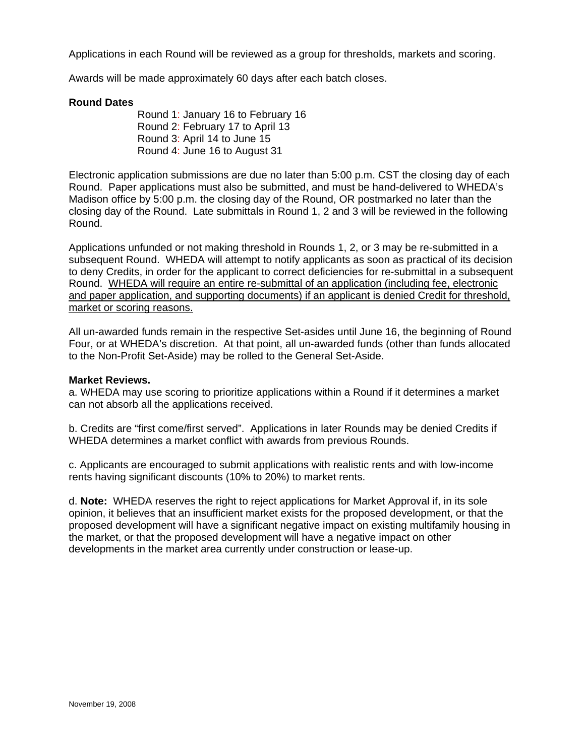Applications in each Round will be reviewed as a group for thresholds, markets and scoring.

Awards will be made approximately 60 days after each batch closes.

**Round Dates**

Round 1: January 16 to February 16
Round 2: February 17 to April 13
Round 3: April 14 to June 15
Round 4: June 16 to August 31

Electronic application submissions are due no later than 5:00 p.m. CST the closing day of each Round. Paper applications must also be submitted, and must be hand-delivered to WHEDA's Madison office by 5:00 p.m. the closing day of the Round, OR postmarked no later than the closing day of the Round. Late submittals in Round 1, 2 and 3 will be reviewed in the following Round.

Applications unfunded or not making threshold in Rounds 1, 2, or 3 may be re-submitted in a subsequent Round. WHEDA will attempt to notify applicants as soon as practical of its decision to deny Credits, in order for the applicant to correct deficiencies for re-submittal in a subsequent Round. WHEDA will require an entire re-submittal of an application (including fee, electronic and paper application, and supporting documents) if an applicant is denied Credit for threshold, market or scoring reasons.

All un-awarded funds remain in the respective Set-asides until June 16, the beginning of Round Four, or at WHEDA's discretion. At that point, all un-awarded funds (other than funds allocated to the Non-Profit Set-Aside) may be rolled to the General Set-Aside.

**Market Reviews.**

a. WHEDA may use scoring to prioritize applications within a Round if it determines a market can not absorb all the applications received.

b. Credits are "first come/first served". Applications in later Rounds may be denied Credits if WHEDA determines a market conflict with awards from previous Rounds.

c. Applicants are encouraged to submit applications with realistic rents and with low-income rents having significant discounts (10% to 20%) to market rents.

d. **Note:** WHEDA reserves the right to reject applications for Market Approval if, in its sole opinion, it believes that an insufficient market exists for the proposed development, or that the proposed development will have a significant negative impact on existing multifamily housing in the market, or that the proposed development will have a negative impact on other developments in the market area currently under construction or lease-up.